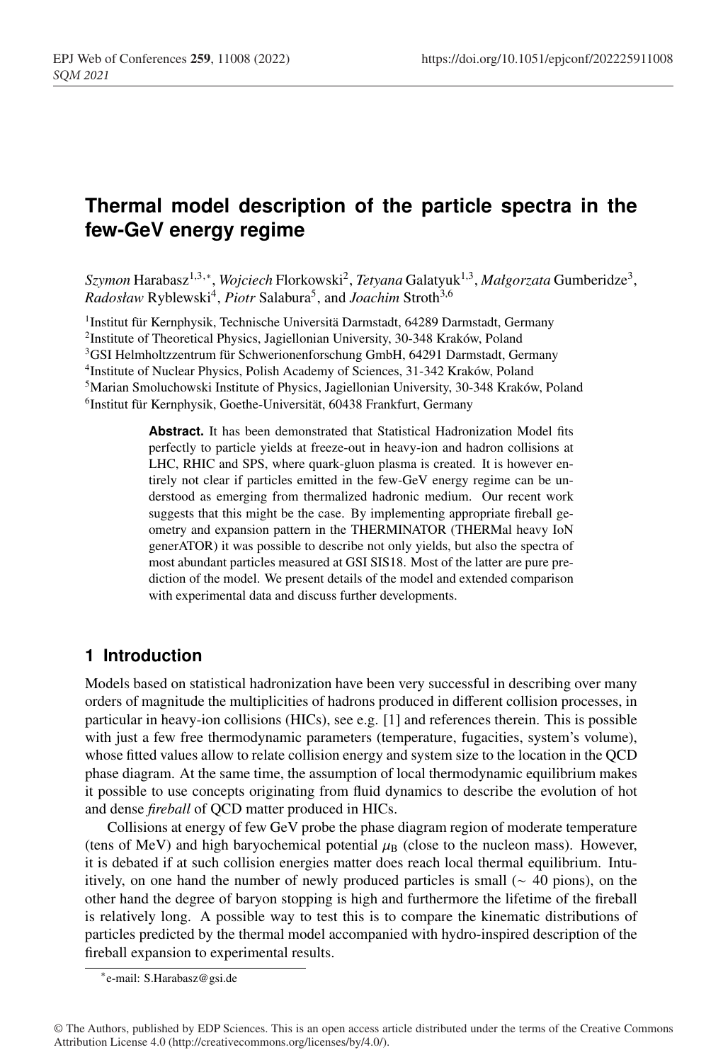# Thermal model description of the particle spectra in the few-GeV energy regime

*Szymon* Harabasz[1,3,*], *Wojciech* Florkowski[2], *Tetyana* Galatyuk[1,3], *Małgorzata* Gumberidze[3], *Radosław* Ryblewski[4], *Piotr* Salabura[5], and *Joachim* Stroth[3,6]

[1]Institut für Kernphysik, Technische Universitä Darmstadt, 64289 Darmstadt, Germany
[2]Institute of Theoretical Physics, Jagiellonian University, 30-348 Kraków, Poland
[3]GSI Helmholtzzentrum für Schwerionenforschung GmbH, 64291 Darmstadt, Germany
[4]Institute of Nuclear Physics, Polish Academy of Sciences, 31-342 Kraków, Poland
[5]Marian Smoluchowski Institute of Physics, Jagiellonian University, 30-348 Kraków, Poland
[6]Institut für Kernphysik, Goethe-Universität, 60438 Frankfurt, Germany

**Abstract.** It has been demonstrated that Statistical Hadronization Model fits perfectly to particle yields at freeze-out in heavy-ion and hadron collisions at LHC, RHIC and SPS, where quark-gluon plasma is created. It is however entirely not clear if particles emitted in the few-GeV energy regime can be understood as emerging from thermalized hadronic medium. Our recent work suggests that this might be the case. By implementing appropriate fireball geometry and expansion pattern in the THERMINATOR (THERMal heavy IoN generATOR) it was possible to describe not only yields, but also the spectra of most abundant particles measured at GSI SIS18. Most of the latter are pure prediction of the model. We present details of the model and extended comparison with experimental data and discuss further developments.

## 1 Introduction

Models based on statistical hadronization have been very successful in describing over many orders of magnitude the multiplicities of hadrons produced in different collision processes, in particular in heavy-ion collisions (HICs), see e.g. [1] and references therein. This is possible with just a few free thermodynamic parameters (temperature, fugacities, system's volume), whose fitted values allow to relate collision energy and system size to the location in the QCD phase diagram. At the same time, the assumption of local thermodynamic equilibrium makes it possible to use concepts originating from fluid dynamics to describe the evolution of hot and dense *fireball* of QCD matter produced in HICs.

Collisions at energy of few GeV probe the phase diagram region of moderate temperature (tens of MeV) and high baryochemical potential $\mu_{\mathrm{B}}$ (close to the nucleon mass). However, it is debated if at such collision energies matter does reach local thermal equilibrium. Intuitively, on one hand the number of newly produced particles is small ($\sim$ 40 pions), on the other hand the degree of baryon stopping is high and furthermore the lifetime of the fireball is relatively long. A possible way to test this is to compare the kinematic distributions of particles predicted by the thermal model accompanied with hydro-inspired description of the fireball expansion to experimental results.

*e-mail: S.Harabasz@gsi.de

© The Authors, published by EDP Sciences. This is an open access article distributed under the terms of the Creative Commons Attribution License 4.0 (http://creativecommons.org/licenses/by/4.0/).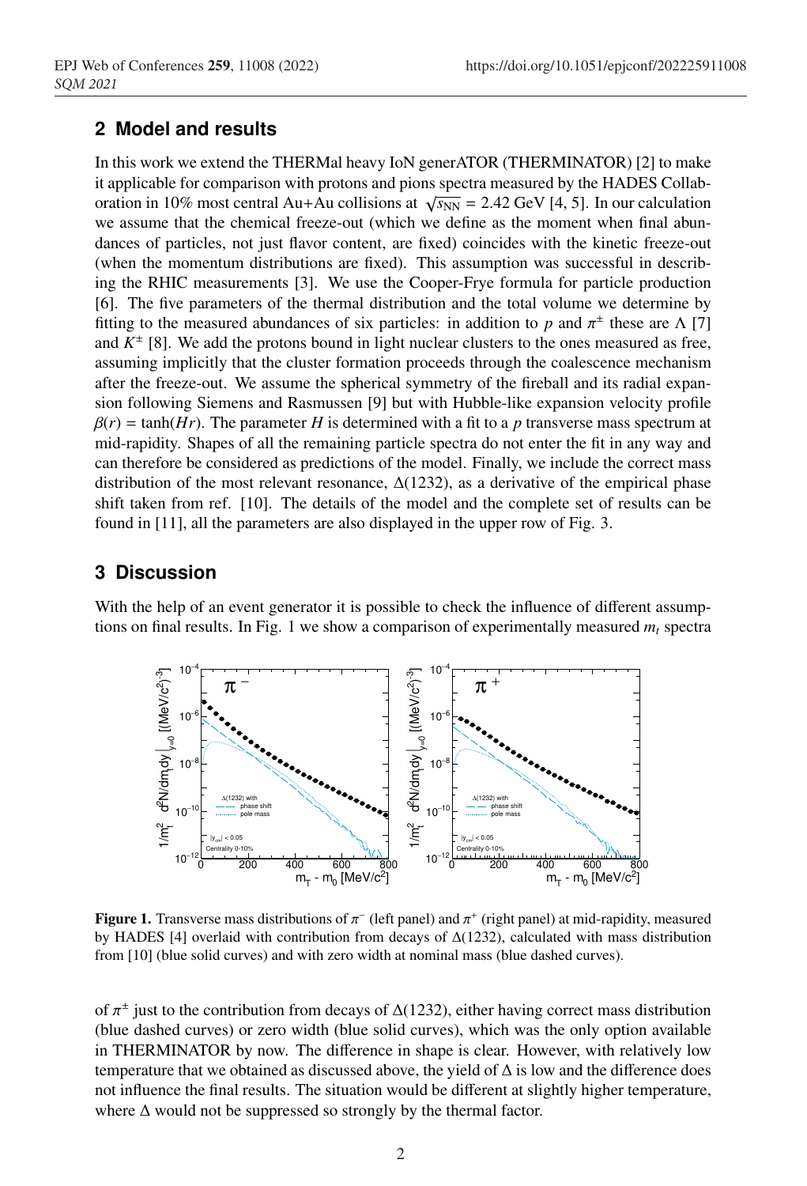## 2 Model and results

In this work we extend the THERMal heavy IoN generATOR (THERMINATOR) [2] to make it applicable for comparison with protons and pions spectra measured by the HADES Collaboration in 10% most central Au+Au collisions at $\sqrt{s_{\rm NN}}$ = 2.42 GeV [4, 5]. In our calculation we assume that the chemical freeze-out (which we define as the moment when final abundances of particles, not just flavor content, are fixed) coincides with the kinetic freeze-out (when the momentum distributions are fixed). This assumption was successful in describing the RHIC measurements [3]. We use the Cooper-Frye formula for particle production [6]. The five parameters of the thermal distribution and the total volume we determine by fitting to the measured abundances of six particles: in addition to $p$ and $\pi^{\pm}$ these are $\Lambda$ [7] and $K^{\pm}$ [8]. We add the protons bound in light nuclear clusters to the ones measured as free, assuming implicitly that the cluster formation proceeds through the coalescence mechanism after the freeze-out. We assume the spherical symmetry of the fireball and its radial expansion following Siemens and Rasmussen [9] but with Hubble-like expansion velocity profile $\beta(r) = \tanh(Hr)$. The parameter $H$ is determined with a fit to a $p$ transverse mass spectrum at mid-rapidity. Shapes of all the remaining particle spectra do not enter the fit in any way and can therefore be considered as predictions of the model. Finally, we include the correct mass distribution of the most relevant resonance, $\Delta(1232)$, as a derivative of the empirical phase shift taken from ref. [10]. The details of the model and the complete set of results can be found in [11], all the parameters are also displayed in the upper row of Fig. 3.

## 3 Discussion

With the help of an event generator it is possible to check the influence of different assumptions on final results. In Fig. 1 we show a comparison of experimentally measured $m_t$ spectra

**Figure 1.** Transverse mass distributions of $\pi^-$ (left panel) and $\pi^+$ (right panel) at mid-rapidity, measured by HADES [4] overlaid with contribution from decays of $\Delta(1232)$, calculated with mass distribution from [10] (blue solid curves) and with zero width at nominal mass (blue dashed curves).

of $\pi^{\pm}$ just to the contribution from decays of $\Delta(1232)$, either having correct mass distribution (blue dashed curves) or zero width (blue solid curves), which was the only option available in THERMINATOR by now. The difference in shape is clear. However, with relatively low temperature that we obtained as discussed above, the yield of $\Delta$ is low and the difference does not influence the final results. The situation would be different at slightly higher temperature, where $\Delta$ would not be suppressed so strongly by the thermal factor.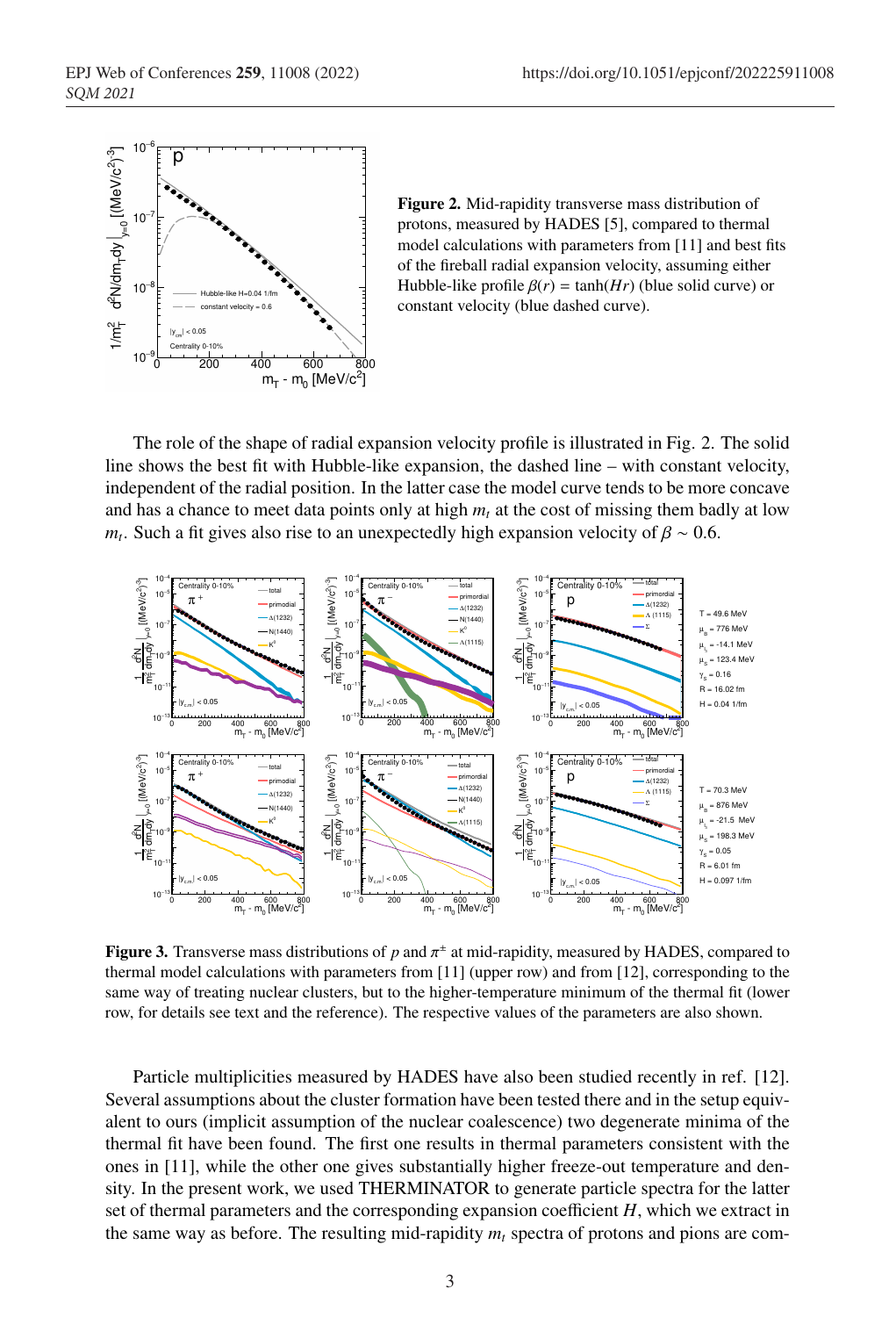**Figure 2.** Mid-rapidity transverse mass distribution of protons, measured by HADES [5], compared to thermal model calculations with parameters from [11] and best fits of the fireball radial expansion velocity, assuming either Hubble-like profile $\beta(r) = \tanh(Hr)$ (blue solid curve) or constant velocity (blue dashed curve).

The role of the shape of radial expansion velocity profile is illustrated in Fig. 2. The solid line shows the best fit with Hubble-like expansion, the dashed line – with constant velocity, independent of the radial position. In the latter case the model curve tends to be more concave and has a chance to meet data points only at high $m_t$ at the cost of missing them badly at low $m_t$. Such a fit gives also rise to an unexpectedly high expansion velocity of $\beta \sim 0.6$.

**Figure 3.** Transverse mass distributions of $p$ and $\pi^{\pm}$ at mid-rapidity, measured by HADES, compared to thermal model calculations with parameters from [11] (upper row) and from [12], corresponding to the same way of treating nuclear clusters, but to the higher-temperature minimum of the thermal fit (lower row, for details see text and the reference). The respective values of the parameters are also shown.

Particle multiplicities measured by HADES have also been studied recently in ref. [12]. Several assumptions about the cluster formation have been tested there and in the setup equivalent to ours (implicit assumption of the nuclear coalescence) two degenerate minima of the thermal fit have been found. The first one results in thermal parameters consistent with the ones in [11], while the other one gives substantially higher freeze-out temperature and density. In the present work, we used THERMINATOR to generate particle spectra for the latter set of thermal parameters and the corresponding expansion coefficient $H$, which we extract in the same way as before. The resulting mid-rapidity $m_t$ spectra of protons and pions are com-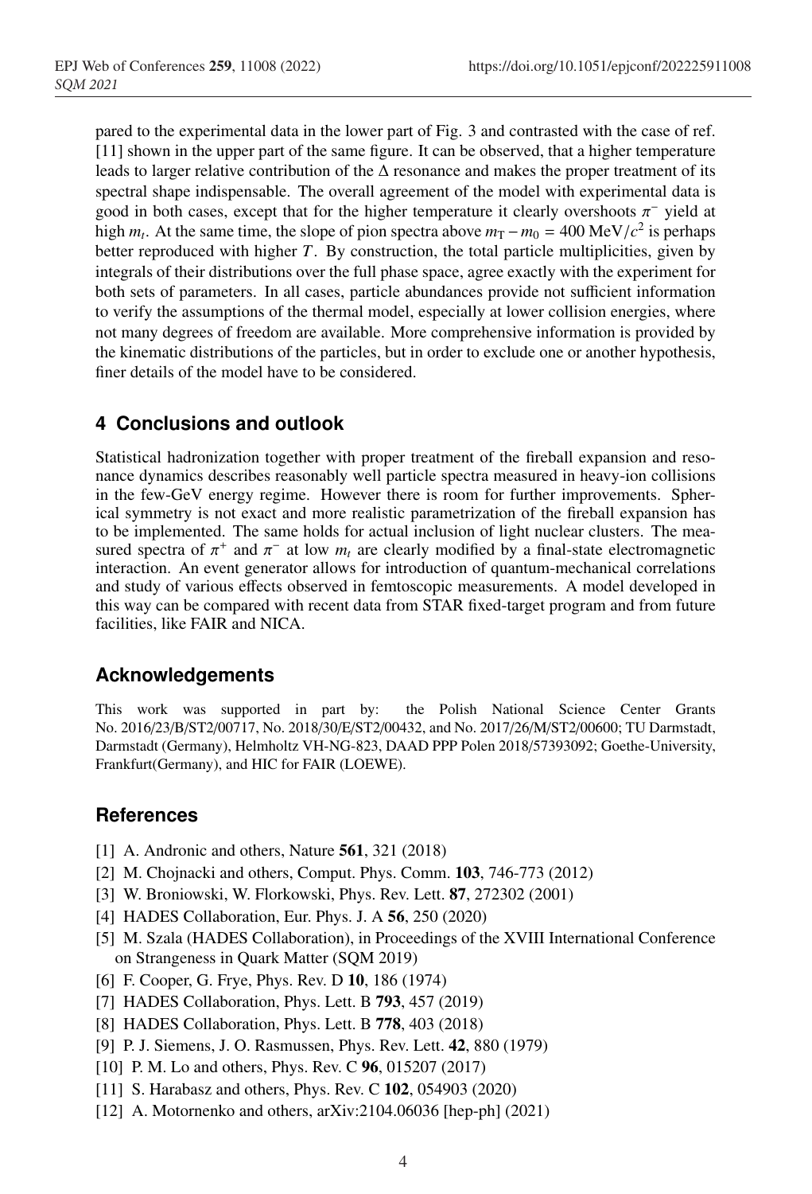pared to the experimental data in the lower part of Fig. 3 and contrasted with the case of ref. [11] shown in the upper part of the same figure. It can be observed, that a higher temperature leads to larger relative contribution of the $\Delta$ resonance and makes the proper treatment of its spectral shape indispensable. The overall agreement of the model with experimental data is good in both cases, except that for the higher temperature it clearly overshoots $\pi^-$ yield at high $m_t$. At the same time, the slope of pion spectra above $m_\mathrm{T} - m_0 = 400$ MeV$/c^2$ is perhaps better reproduced with higher $T$. By construction, the total particle multiplicities, given by integrals of their distributions over the full phase space, agree exactly with the experiment for both sets of parameters. In all cases, particle abundances provide not sufficient information to verify the assumptions of the thermal model, especially at lower collision energies, where not many degrees of freedom are available. More comprehensive information is provided by the kinematic distributions of the particles, but in order to exclude one or another hypothesis, finer details of the model have to be considered.

## 4 Conclusions and outlook

Statistical hadronization together with proper treatment of the fireball expansion and resonance dynamics describes reasonably well particle spectra measured in heavy-ion collisions in the few-GeV energy regime. However there is room for further improvements. Spherical symmetry is not exact and more realistic parametrization of the fireball expansion has to be implemented. The same holds for actual inclusion of light nuclear clusters. The measured spectra of $\pi^+$ and $\pi^-$ at low $m_t$ are clearly modified by a final-state electromagnetic interaction. An event generator allows for introduction of quantum-mechanical correlations and study of various effects observed in femtoscopic measurements. A model developed in this way can be compared with recent data from STAR fixed-target program and from future facilities, like FAIR and NICA.

## Acknowledgements

This work was supported in part by: the Polish National Science Center Grants No. 2016/23/B/ST2/00717, No. 2018/30/E/ST2/00432, and No. 2017/26/M/ST2/00600; TU Darmstadt, Darmstadt (Germany), Helmholtz VH-NG-823, DAAD PPP Polen 2018/57393092; Goethe-University, Frankfurt(Germany), and HIC for FAIR (LOEWE).

## References

[1] A. Andronic and others, Nature **561**, 321 (2018)

[2] M. Chojnacki and others, Comput. Phys. Comm. **103**, 746-773 (2012)

[3] W. Broniowski, W. Florkowski, Phys. Rev. Lett. **87**, 272302 (2001)

[4] HADES Collaboration, Eur. Phys. J. A **56**, 250 (2020)

[5] M. Szala (HADES Collaboration), in Proceedings of the XVIII International Conference on Strangeness in Quark Matter (SQM 2019)

[6] F. Cooper, G. Frye, Phys. Rev. D **10**, 186 (1974)

[7] HADES Collaboration, Phys. Lett. B **793**, 457 (2019)

[8] HADES Collaboration, Phys. Lett. B **778**, 403 (2018)

[9] P. J. Siemens, J. O. Rasmussen, Phys. Rev. Lett. **42**, 880 (1979)

[10] P. M. Lo and others, Phys. Rev. C **96**, 015207 (2017)

[11] S. Harabasz and others, Phys. Rev. C **102**, 054903 (2020)

[12] A. Motornenko and others, arXiv:2104.06036 [hep-ph] (2021)